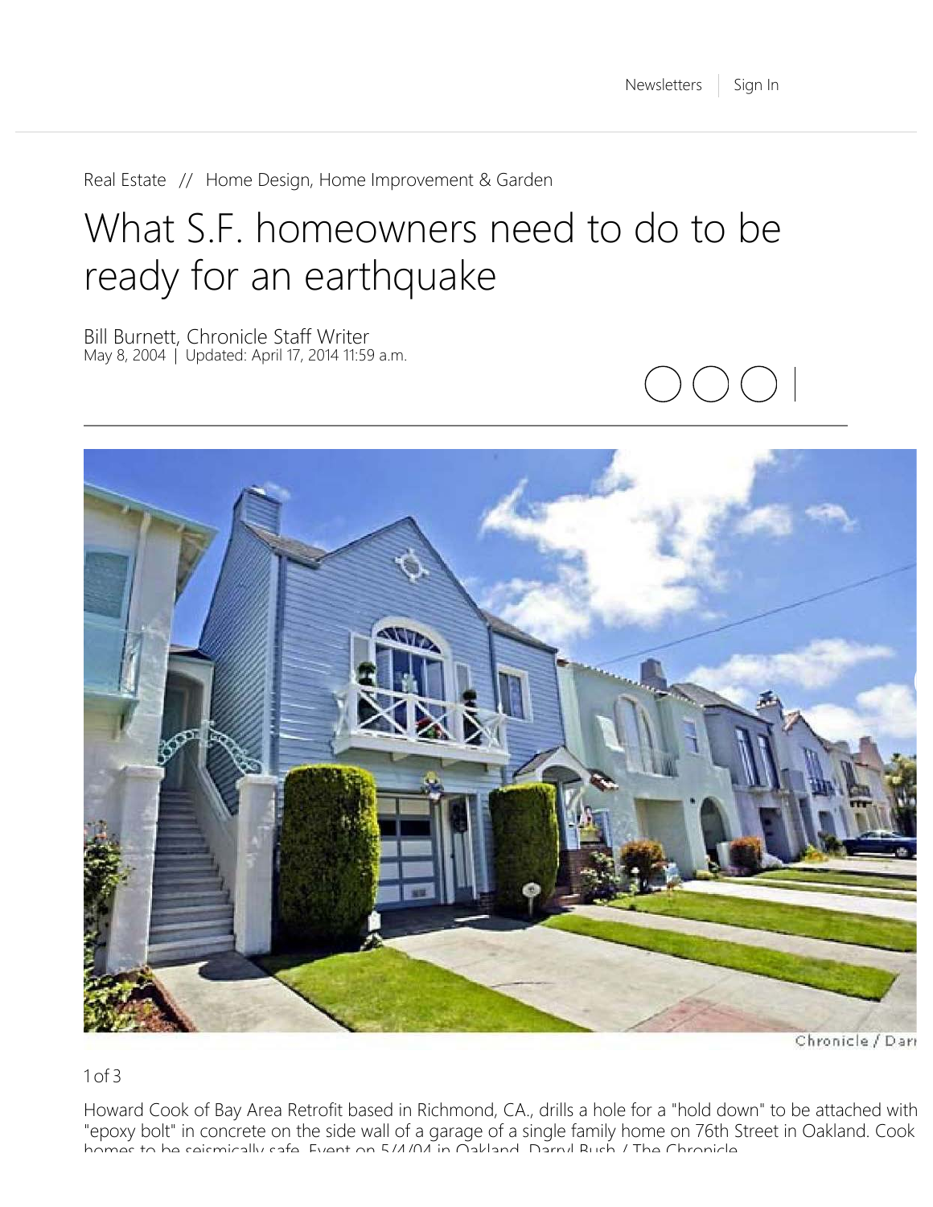Real Estate // Home Design, Home Improvement & Garden

# What S.F. homeowners need to do to be ready for an earthquake

Bill Burnett, Chronicle Staff Writer
May 8, 2004 | Updated: April 17, 2014 11:59 a.m.

Chronicle / Darr

1 of 3

Howard Cook of Bay Area Retrofit based in Richmond, CA., drills a hole for a "hold down" to be attached with "epoxy bolt" in concrete on the side wall of a garage of a single family home on 76th Street in Oakland. Cook homes to be seismically safe. Event on 5/4/04 in Oakland. Darryl Bush / The Chronicle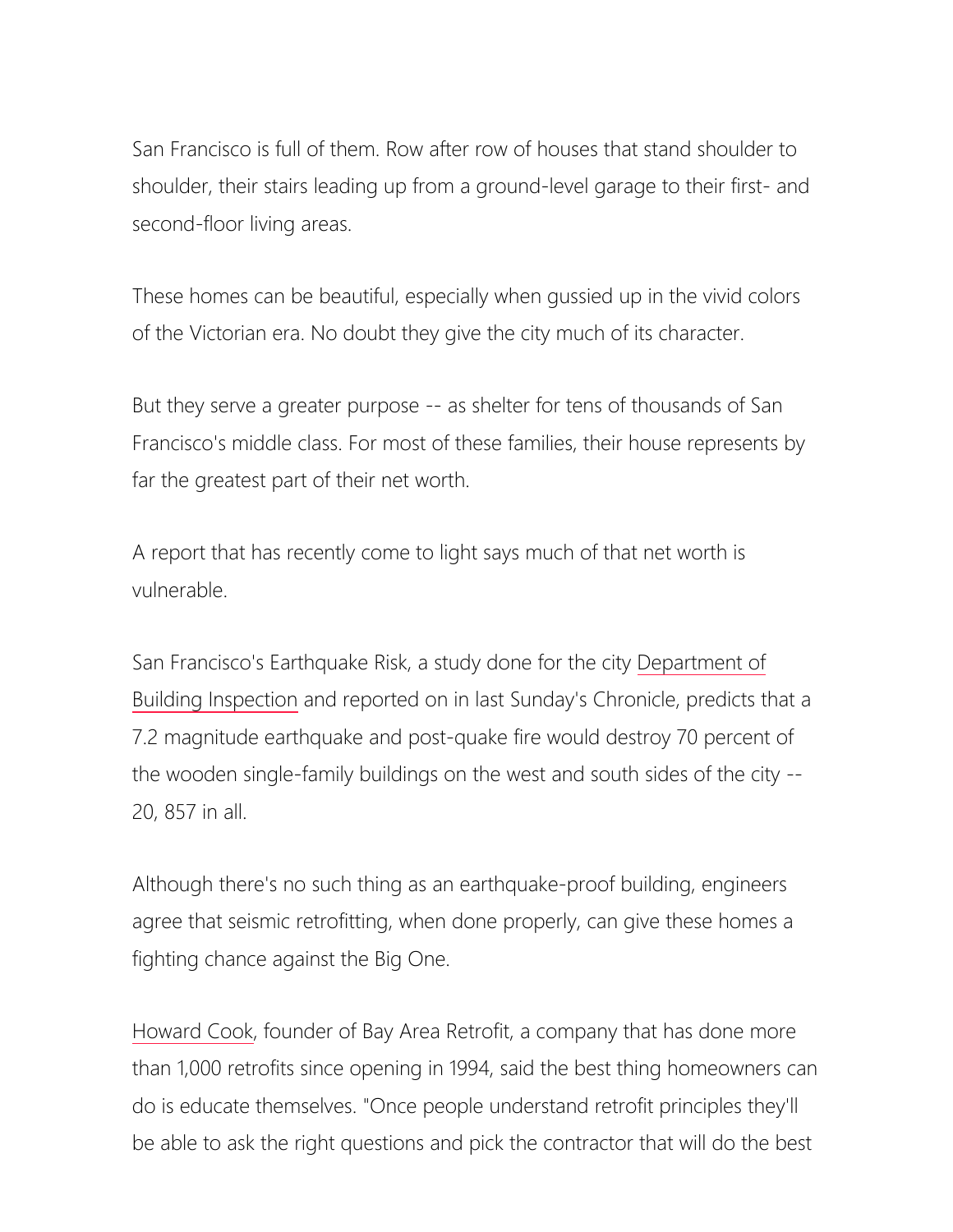San Francisco is full of them. Row after row of houses that stand shoulder to shoulder, their stairs leading up from a ground-level garage to their first- and second-floor living areas.

These homes can be beautiful, especially when gussied up in the vivid colors of the Victorian era. No doubt they give the city much of its character.

But they serve a greater purpose -- as shelter for tens of thousands of San Francisco's middle class. For most of these families, their house represents by far the greatest part of their net worth.

A report that has recently come to light says much of that net worth is vulnerable.

San Francisco's Earthquake Risk, a study done for the city Department of Building Inspection and reported on in last Sunday's Chronicle, predicts that a 7.2 magnitude earthquake and post-quake fire would destroy 70 percent of the wooden single-family buildings on the west and south sides of the city -- 20, 857 in all.

Although there's no such thing as an earthquake-proof building, engineers agree that seismic retrofitting, when done properly, can give these homes a fighting chance against the Big One.

Howard Cook, founder of Bay Area Retrofit, a company that has done more than 1,000 retrofits since opening in 1994, said the best thing homeowners can do is educate themselves. "Once people understand retrofit principles they'll be able to ask the right questions and pick the contractor that will do the best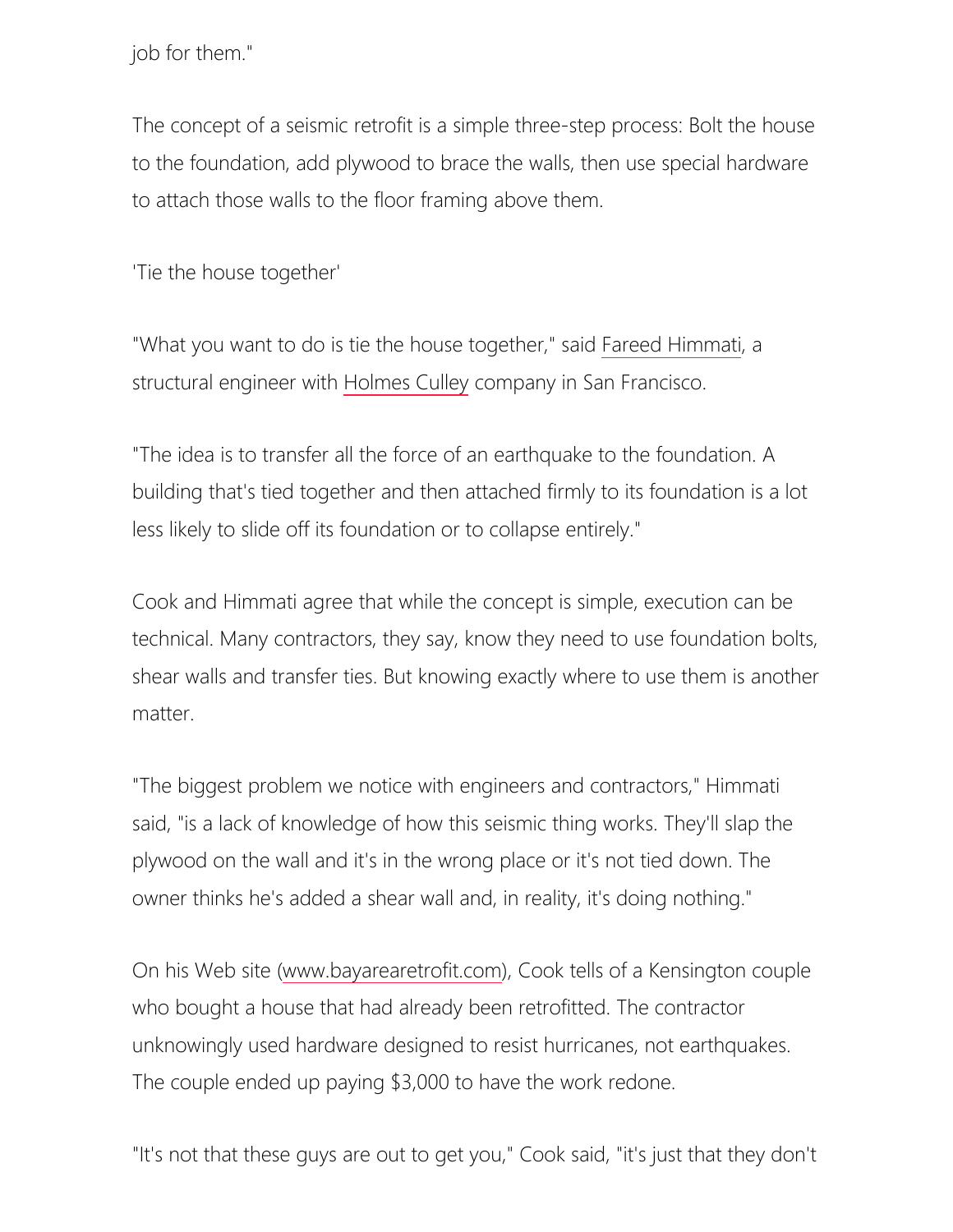job for them."

The concept of a seismic retrofit is a simple three-step process: Bolt the house to the foundation, add plywood to brace the walls, then use special hardware to attach those walls to the floor framing above them.

'Tie the house together'

"What you want to do is tie the house together," said Fareed Himmati, a structural engineer with Holmes Culley company in San Francisco.

"The idea is to transfer all the force of an earthquake to the foundation. A building that's tied together and then attached firmly to its foundation is a lot less likely to slide off its foundation or to collapse entirely."

Cook and Himmati agree that while the concept is simple, execution can be technical. Many contractors, they say, know they need to use foundation bolts, shear walls and transfer ties. But knowing exactly where to use them is another matter.

"The biggest problem we notice with engineers and contractors," Himmati said, "is a lack of knowledge of how this seismic thing works. They'll slap the plywood on the wall and it's in the wrong place or it's not tied down. The owner thinks he's added a shear wall and, in reality, it's doing nothing."

On his Web site (www.bayarearetrofit.com), Cook tells of a Kensington couple who bought a house that had already been retrofitted. The contractor unknowingly used hardware designed to resist hurricanes, not earthquakes. The couple ended up paying $3,000 to have the work redone.

"It's not that these guys are out to get you," Cook said, "it's just that they don't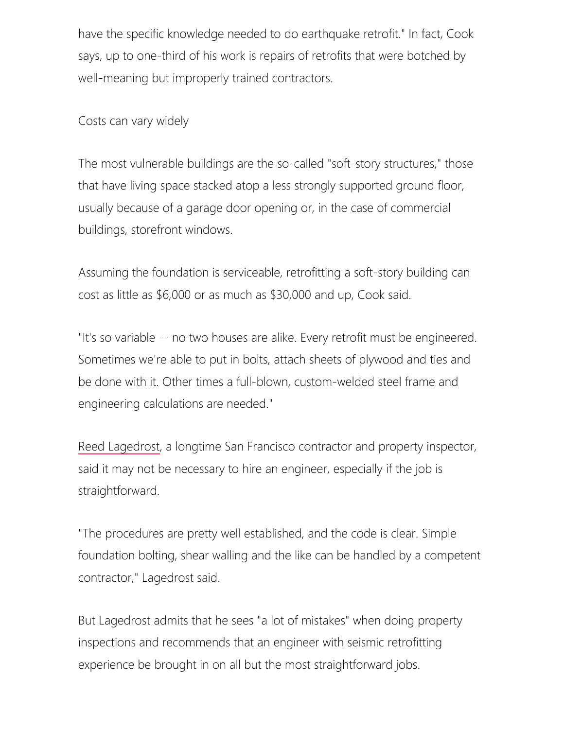have the specific knowledge needed to do earthquake retrofit." In fact, Cook says, up to one-third of his work is repairs of retrofits that were botched by well-meaning but improperly trained contractors.

## Costs can vary widely

The most vulnerable buildings are the so-called "soft-story structures," those that have living space stacked atop a less strongly supported ground floor, usually because of a garage door opening or, in the case of commercial buildings, storefront windows.

Assuming the foundation is serviceable, retrofitting a soft-story building can cost as little as $6,000 or as much as $30,000 and up, Cook said.

"It's so variable -- no two houses are alike. Every retrofit must be engineered. Sometimes we're able to put in bolts, attach sheets of plywood and ties and be done with it. Other times a full-blown, custom-welded steel frame and engineering calculations are needed."

Reed Lagedrost, a longtime San Francisco contractor and property inspector, said it may not be necessary to hire an engineer, especially if the job is straightforward.

"The procedures are pretty well established, and the code is clear. Simple foundation bolting, shear walling and the like can be handled by a competent contractor," Lagedrost said.

But Lagedrost admits that he sees "a lot of mistakes" when doing property inspections and recommends that an engineer with seismic retrofitting experience be brought in on all but the most straightforward jobs.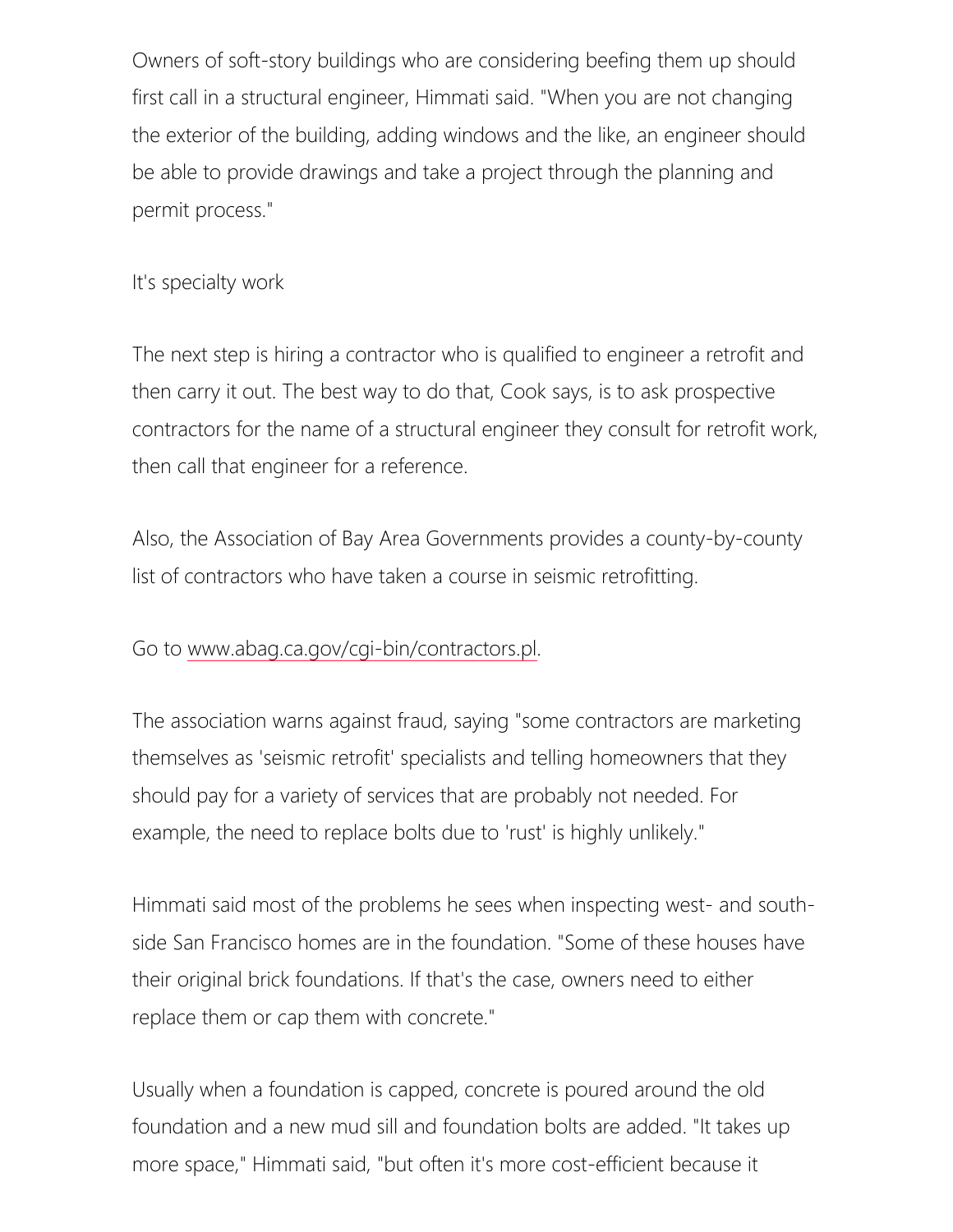Owners of soft-story buildings who are considering beefing them up should first call in a structural engineer, Himmati said. "When you are not changing the exterior of the building, adding windows and the like, an engineer should be able to provide drawings and take a project through the planning and permit process."

## It's specialty work

The next step is hiring a contractor who is qualified to engineer a retrofit and then carry it out. The best way to do that, Cook says, is to ask prospective contractors for the name of a structural engineer they consult for retrofit work, then call that engineer for a reference.

Also, the Association of Bay Area Governments provides a county-by-county list of contractors who have taken a course in seismic retrofitting.

Go to www.abag.ca.gov/cgi-bin/contractors.pl.

The association warns against fraud, saying "some contractors are marketing themselves as 'seismic retrofit' specialists and telling homeowners that they should pay for a variety of services that are probably not needed. For example, the need to replace bolts due to 'rust' is highly unlikely."

Himmati said most of the problems he sees when inspecting west- and south-side San Francisco homes are in the foundation. "Some of these houses have their original brick foundations. If that's the case, owners need to either replace them or cap them with concrete."

Usually when a foundation is capped, concrete is poured around the old foundation and a new mud sill and foundation bolts are added. "It takes up more space," Himmati said, "but often it's more cost-efficient because it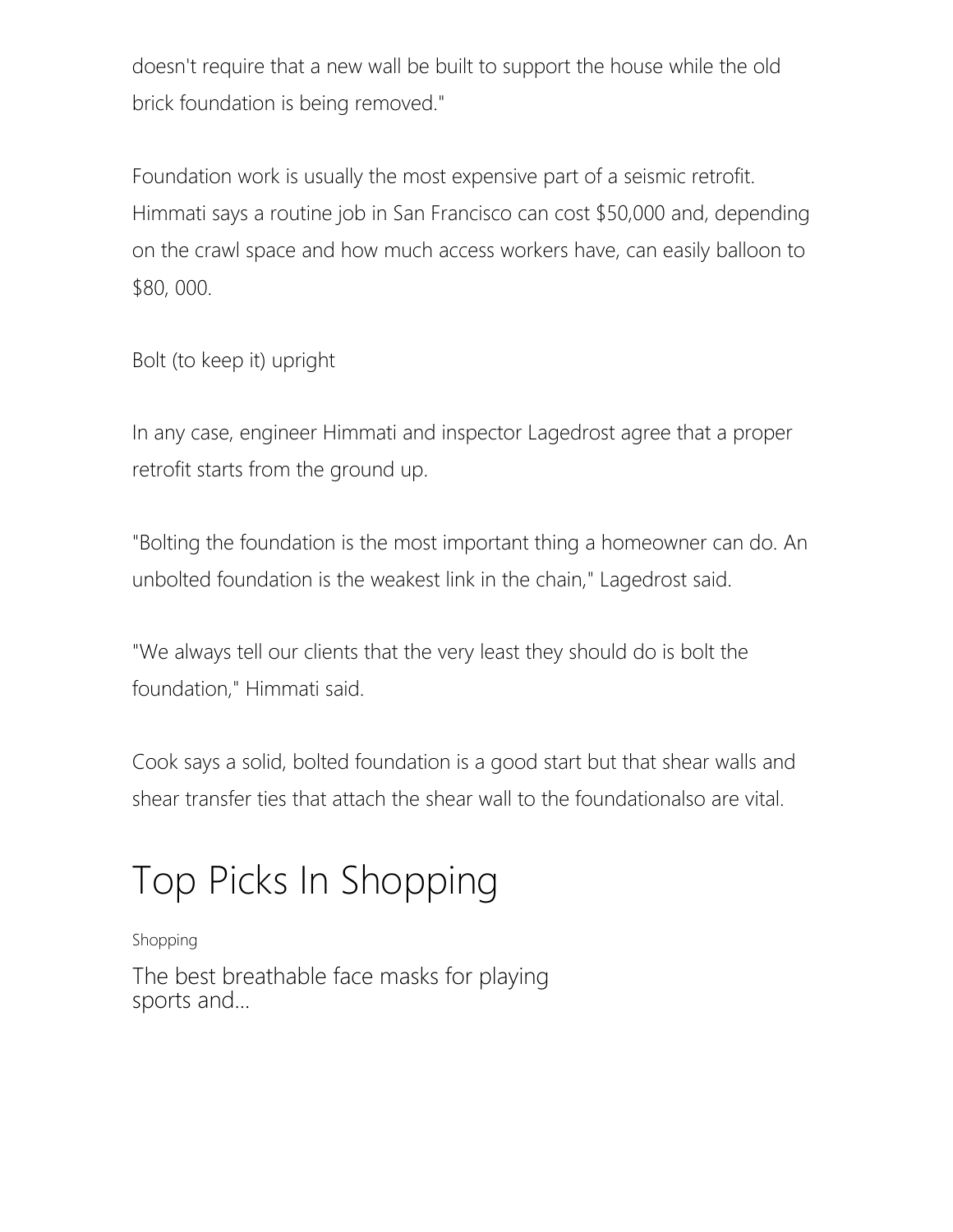doesn't require that a new wall be built to support the house while the old brick foundation is being removed."

Foundation work is usually the most expensive part of a seismic retrofit. Himmati says a routine job in San Francisco can cost $50,000 and, depending on the crawl space and how much access workers have, can easily balloon to $80, 000.

Bolt (to keep it) upright

In any case, engineer Himmati and inspector Lagedrost agree that a proper retrofit starts from the ground up.

"Bolting the foundation is the most important thing a homeowner can do. An unbolted foundation is the weakest link in the chain," Lagedrost said.

"We always tell our clients that the very least they should do is bolt the foundation," Himmati said.

Cook says a solid, bolted foundation is a good start but that shear walls and shear transfer ties that attach the shear wall to the foundationalso are vital.

# Top Picks In Shopping

Shopping

The best breathable face masks for playing sports and...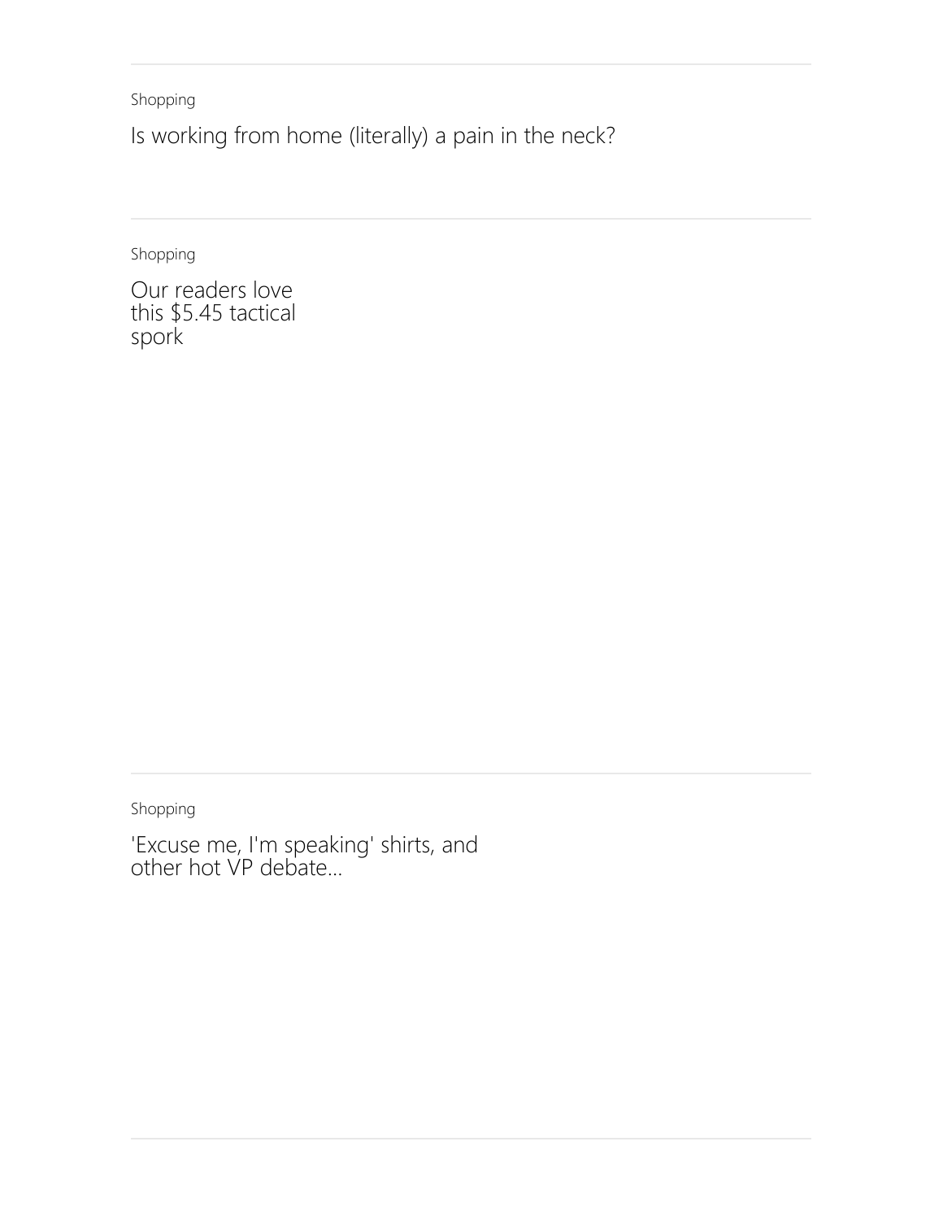Shopping

Is working from home (literally) a pain in the neck?

---

Shopping

Our readers love this $5.45 tactical spork

---

Shopping

'Excuse me, I'm speaking' shirts, and other hot VP debate...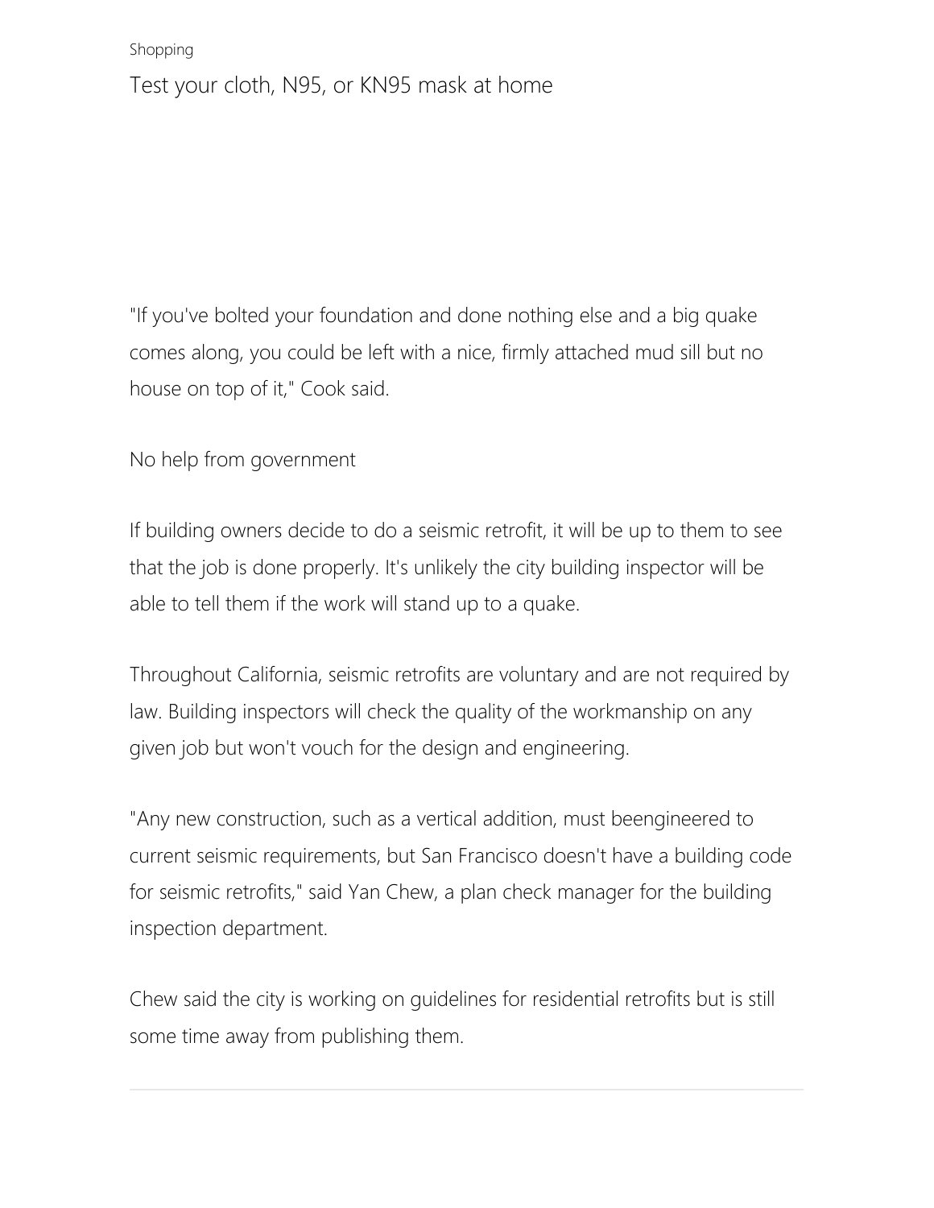Shopping

Test your cloth, N95, or KN95 mask at home

"If you've bolted your foundation and done nothing else and a big quake comes along, you could be left with a nice, firmly attached mud sill but no house on top of it," Cook said.

## No help from government

If building owners decide to do a seismic retrofit, it will be up to them to see that the job is done properly. It's unlikely the city building inspector will be able to tell them if the work will stand up to a quake.

Throughout California, seismic retrofits are voluntary and are not required by law. Building inspectors will check the quality of the workmanship on any given job but won't vouch for the design and engineering.

"Any new construction, such as a vertical addition, must beengineered to current seismic requirements, but San Francisco doesn't have a building code for seismic retrofits," said Yan Chew, a plan check manager for the building inspection department.

Chew said the city is working on guidelines for residential retrofits but is still some time away from publishing them.

---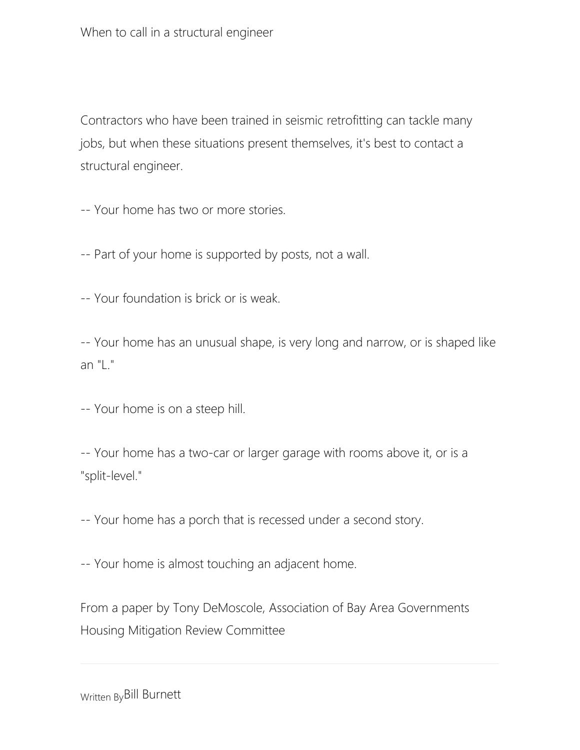## When to call in a structural engineer

Contractors who have been trained in seismic retrofitting can tackle many jobs, but when these situations present themselves, it's best to contact a structural engineer.

-- Your home has two or more stories.

-- Part of your home is supported by posts, not a wall.

-- Your foundation is brick or is weak.

-- Your home has an unusual shape, is very long and narrow, or is shaped like an "L."

-- Your home is on a steep hill.

-- Your home has a two-car or larger garage with rooms above it, or is a "split-level."

-- Your home has a porch that is recessed under a second story.

-- Your home is almost touching an adjacent home.

From a paper by Tony DeMoscole, Association of Bay Area Governments Housing Mitigation Review Committee

---

Written By Bill Burnett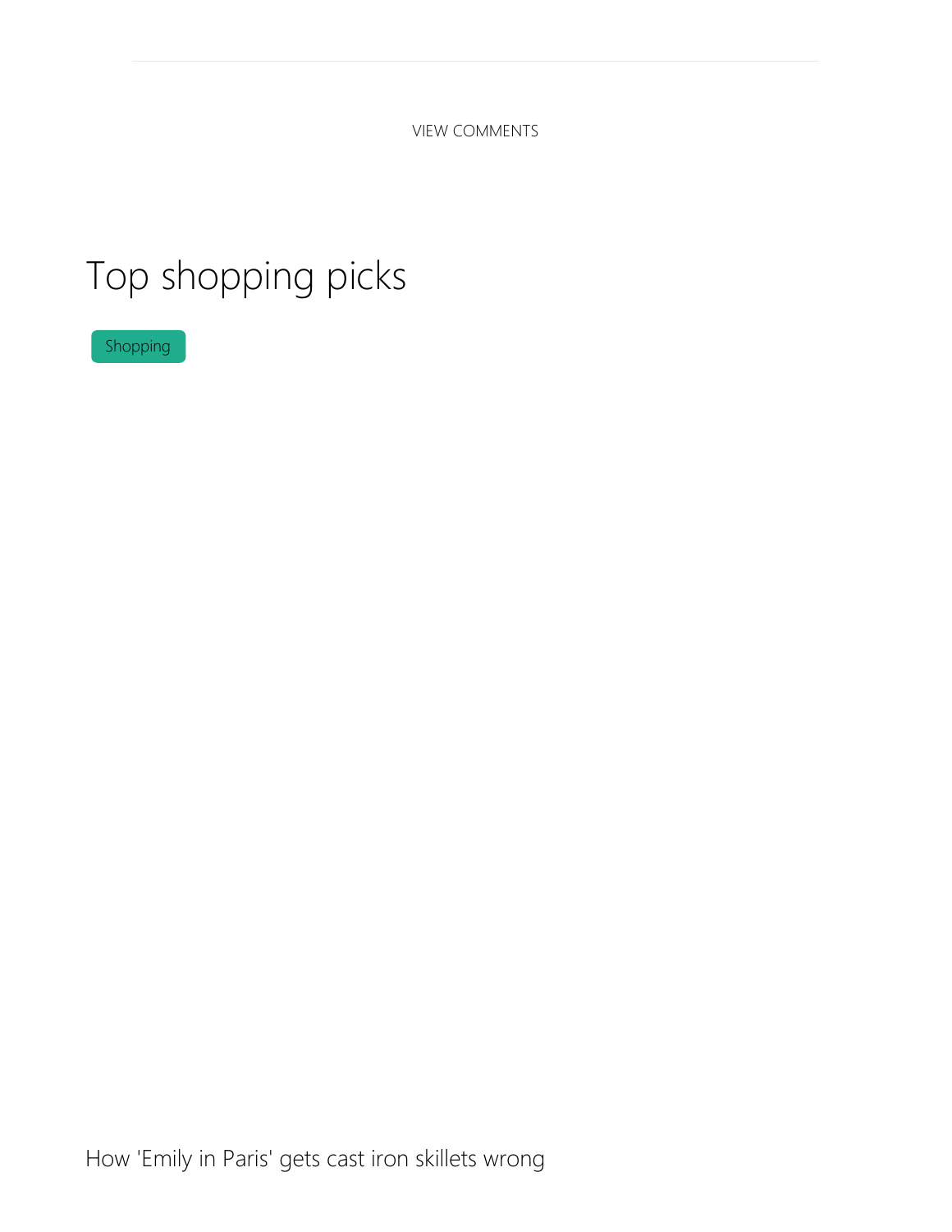VIEW COMMENTS

# Top shopping picks

Shopping

How 'Emily in Paris' gets cast iron skillets wrong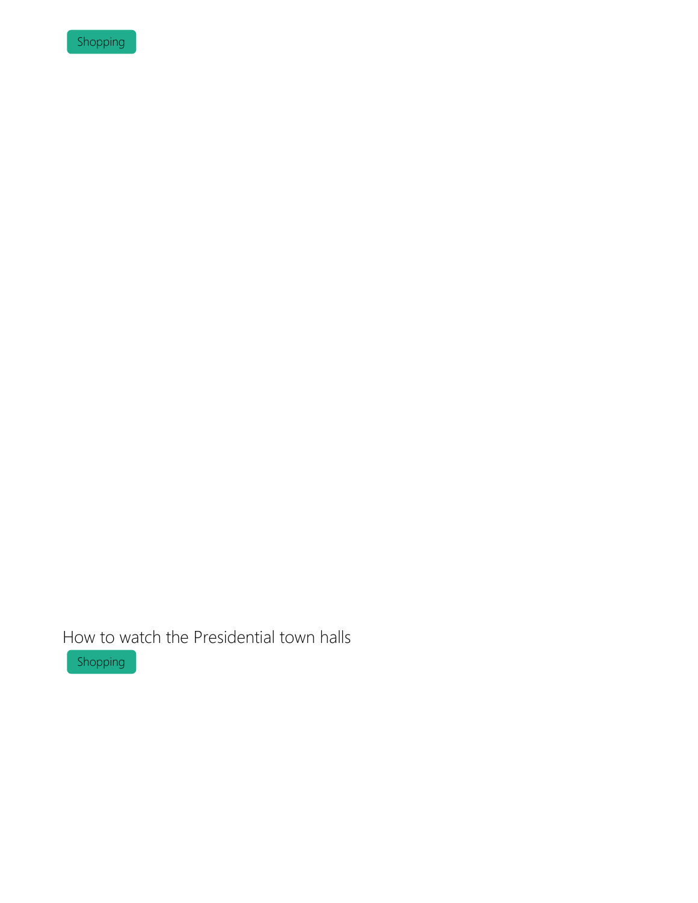Shopping

How to watch the Presidential town halls

Shopping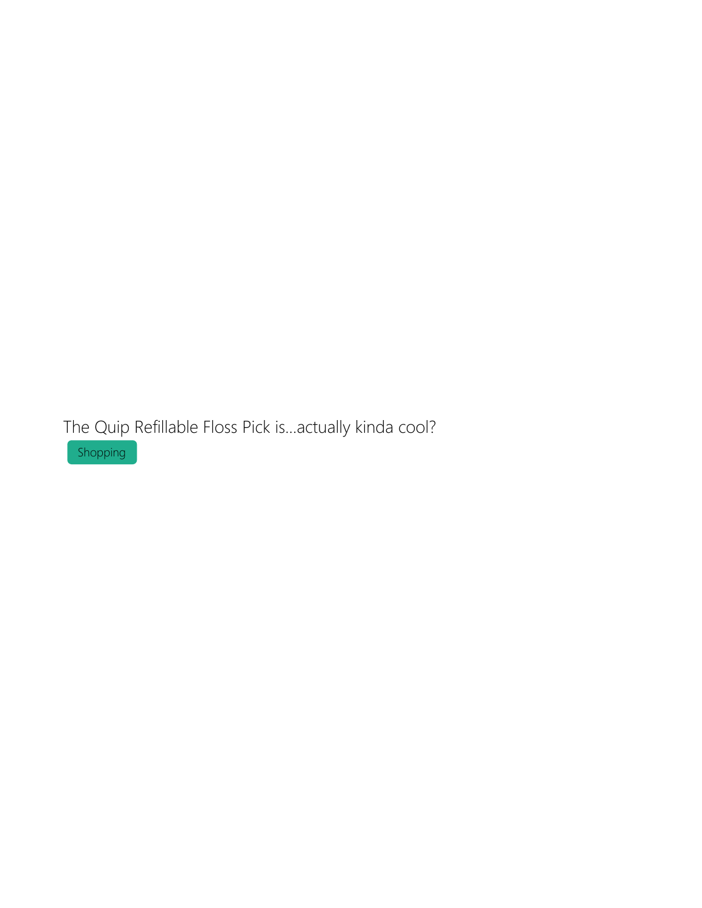The Quip Refillable Floss Pick is...actually kinda cool?

Shopping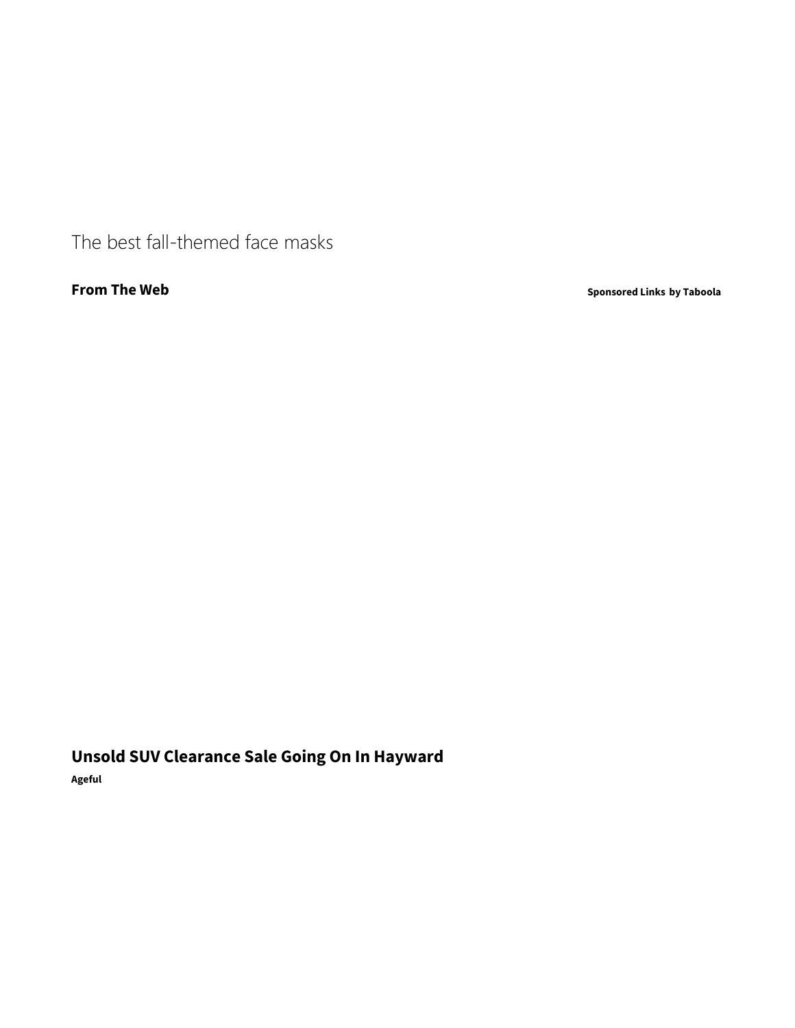The best fall-themed face masks

**From The Web**

**Sponsored Links by Taboola**

**Unsold SUV Clearance Sale Going On In Hayward**

**Ageful**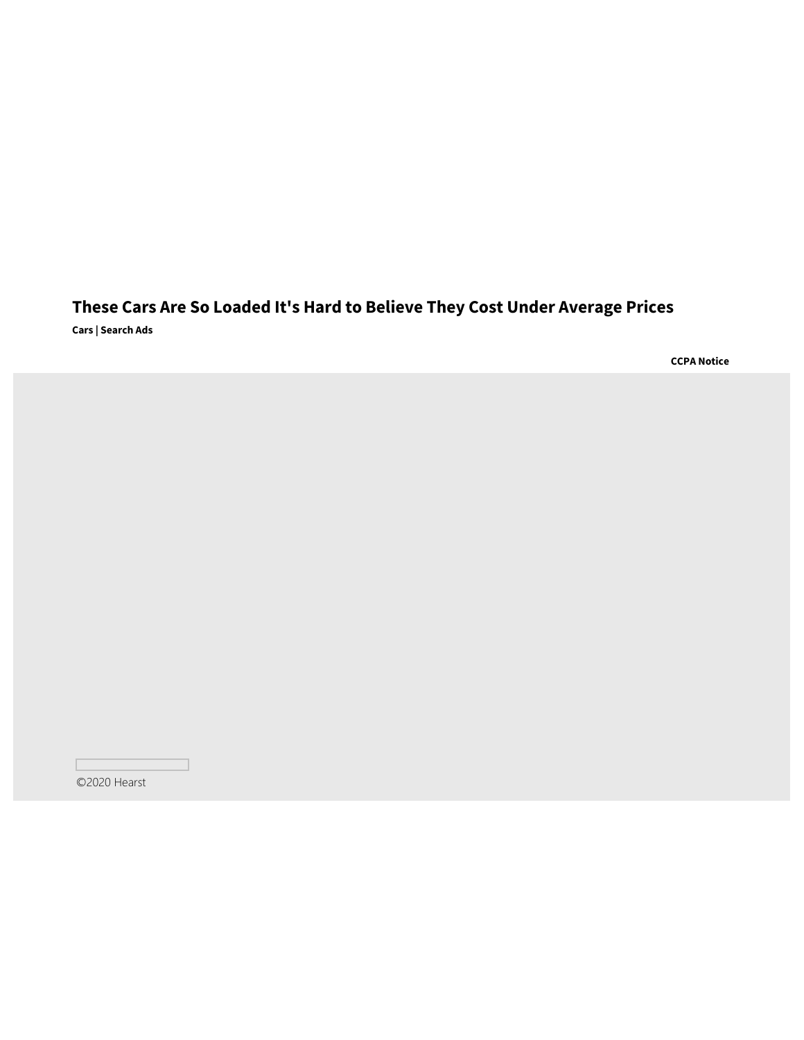**These Cars Are So Loaded It's Hard to Believe They Cost Under Average Prices**

**Cars | Search Ads**

**CCPA Notice**

©2020 Hearst